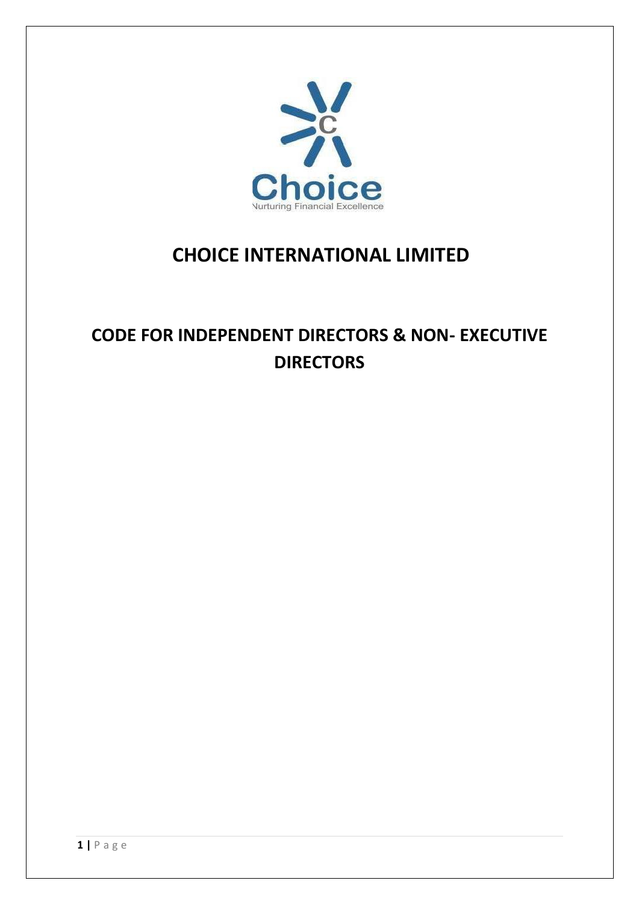# CHOICE INTERNATIONAL LIMITED

## CODE FOR INDEPENDENT DIRECTORS & NON- EXECUTIVE DIRECTORS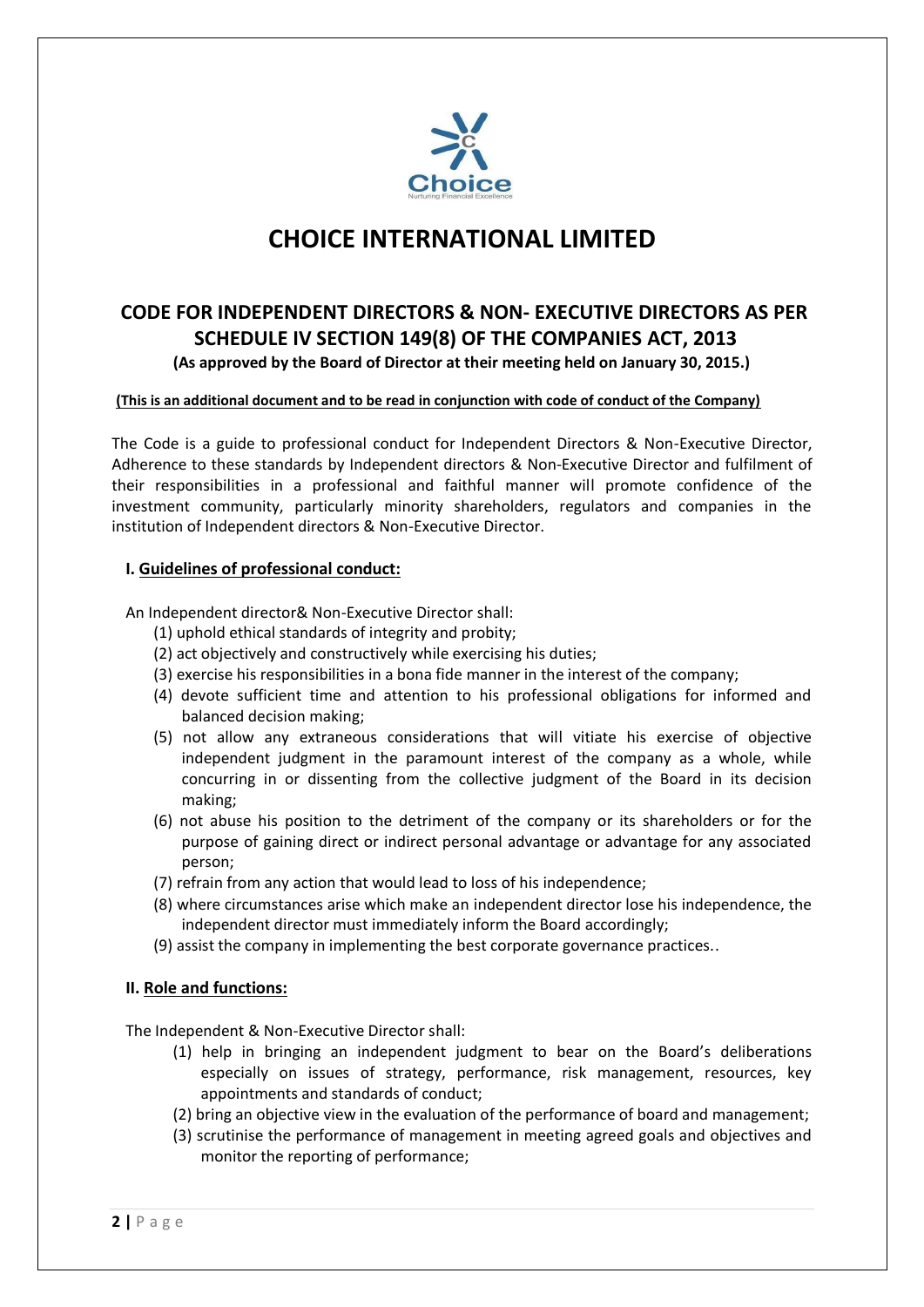# CHOICE INTERNATIONAL LIMITED

## CODE FOR INDEPENDENT DIRECTORS & NON- EXECUTIVE DIRECTORS AS PER SCHEDULE IV SECTION 149(8) OF THE COMPANIES ACT, 2013

**(As approved by the Board of Director at their meeting held on January 30, 2015.)**

**(This is an additional document and to be read in conjunction with code of conduct of the Company)**

The Code is a guide to professional conduct for Independent Directors & Non-Executive Director, Adherence to these standards by Independent directors & Non-Executive Director and fulfilment of their responsibilities in a professional and faithful manner will promote confidence of the investment community, particularly minority shareholders, regulators and companies in the institution of Independent directors & Non-Executive Director.

### I. Guidelines of professional conduct:

An Independent director& Non-Executive Director shall:

(1) uphold ethical standards of integrity and probity;

(2) act objectively and constructively while exercising his duties;

(3) exercise his responsibilities in a bona fide manner in the interest of the company;

(4) devote sufficient time and attention to his professional obligations for informed and balanced decision making;

(5) not allow any extraneous considerations that will vitiate his exercise of objective independent judgment in the paramount interest of the company as a whole, while concurring in or dissenting from the collective judgment of the Board in its decision making;

(6) not abuse his position to the detriment of the company or its shareholders or for the purpose of gaining direct or indirect personal advantage or advantage for any associated person;

(7) refrain from any action that would lead to loss of his independence;

(8) where circumstances arise which make an independent director lose his independence, the independent director must immediately inform the Board accordingly;

(9) assist the company in implementing the best corporate governance practices..

### II. Role and functions:

The Independent & Non-Executive Director shall:

(1) help in bringing an independent judgment to bear on the Board's deliberations especially on issues of strategy, performance, risk management, resources, key appointments and standards of conduct;

(2) bring an objective view in the evaluation of the performance of board and management;

(3) scrutinise the performance of management in meeting agreed goals and objectives and monitor the reporting of performance;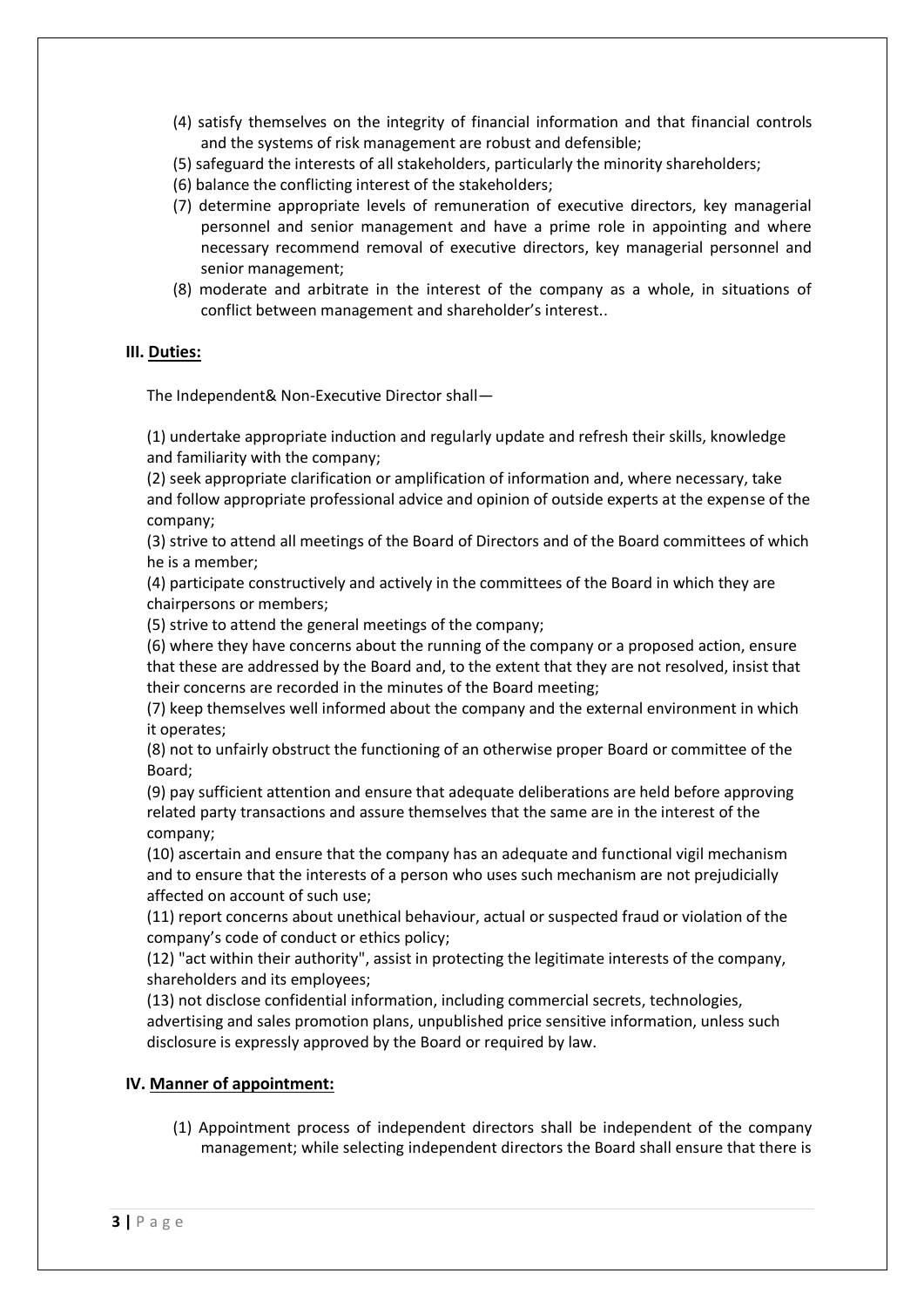(4) satisfy themselves on the integrity of financial information and that financial controls and the systems of risk management are robust and defensible;

(5) safeguard the interests of all stakeholders, particularly the minority shareholders;

(6) balance the conflicting interest of the stakeholders;

(7) determine appropriate levels of remuneration of executive directors, key managerial personnel and senior management and have a prime role in appointing and where necessary recommend removal of executive directors, key managerial personnel and senior management;

(8) moderate and arbitrate in the interest of the company as a whole, in situations of conflict between management and shareholder's interest..

## III. Duties:

The Independent& Non-Executive Director shall—

(1) undertake appropriate induction and regularly update and refresh their skills, knowledge and familiarity with the company;

(2) seek appropriate clarification or amplification of information and, where necessary, take and follow appropriate professional advice and opinion of outside experts at the expense of the company;

(3) strive to attend all meetings of the Board of Directors and of the Board committees of which he is a member;

(4) participate constructively and actively in the committees of the Board in which they are chairpersons or members;

(5) strive to attend the general meetings of the company;

(6) where they have concerns about the running of the company or a proposed action, ensure that these are addressed by the Board and, to the extent that they are not resolved, insist that their concerns are recorded in the minutes of the Board meeting;

(7) keep themselves well informed about the company and the external environment in which it operates;

(8) not to unfairly obstruct the functioning of an otherwise proper Board or committee of the Board;

(9) pay sufficient attention and ensure that adequate deliberations are held before approving related party transactions and assure themselves that the same are in the interest of the company;

(10) ascertain and ensure that the company has an adequate and functional vigil mechanism and to ensure that the interests of a person who uses such mechanism are not prejudicially affected on account of such use;

(11) report concerns about unethical behaviour, actual or suspected fraud or violation of the company's code of conduct or ethics policy;

(12) "act within their authority", assist in protecting the legitimate interests of the company, shareholders and its employees;

(13) not disclose confidential information, including commercial secrets, technologies, advertising and sales promotion plans, unpublished price sensitive information, unless such disclosure is expressly approved by the Board or required by law.

## IV. Manner of appointment:

(1) Appointment process of independent directors shall be independent of the company management; while selecting independent directors the Board shall ensure that there is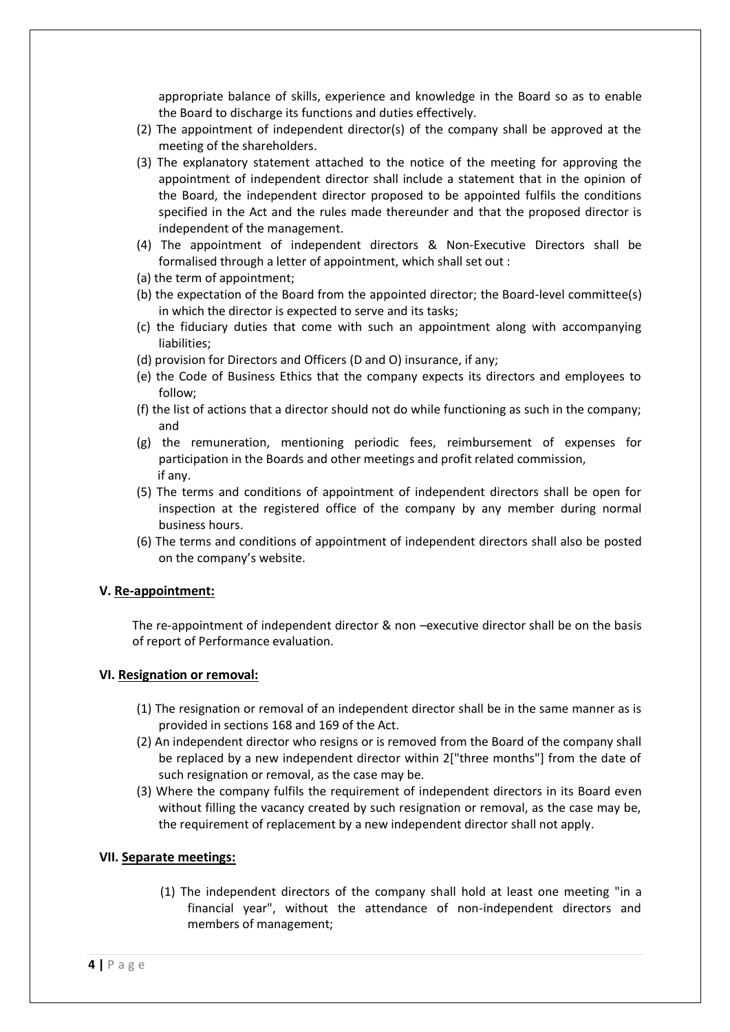appropriate balance of skills, experience and knowledge in the Board so as to enable the Board to discharge its functions and duties effectively.

(2) The appointment of independent director(s) of the company shall be approved at the meeting of the shareholders.

(3) The explanatory statement attached to the notice of the meeting for approving the appointment of independent director shall include a statement that in the opinion of the Board, the independent director proposed to be appointed fulfils the conditions specified in the Act and the rules made thereunder and that the proposed director is independent of the management.

(4) The appointment of independent directors & Non-Executive Directors shall be formalised through a letter of appointment, which shall set out :

(a) the term of appointment;

(b) the expectation of the Board from the appointed director; the Board-level committee(s) in which the director is expected to serve and its tasks;

(c) the fiduciary duties that come with such an appointment along with accompanying liabilities;

(d) provision for Directors and Officers (D and O) insurance, if any;

(e) the Code of Business Ethics that the company expects its directors and employees to follow;

(f) the list of actions that a director should not do while functioning as such in the company; and

(g) the remuneration, mentioning periodic fees, reimbursement of expenses for participation in the Boards and other meetings and profit related commission, if any.

(5) The terms and conditions of appointment of independent directors shall be open for inspection at the registered office of the company by any member during normal business hours.

(6) The terms and conditions of appointment of independent directors shall also be posted on the company's website.

### V. Re-appointment:

The re-appointment of independent director & non –executive director shall be on the basis of report of Performance evaluation.

### VI. Resignation or removal:

(1) The resignation or removal of an independent director shall be in the same manner as is provided in sections 168 and 169 of the Act.

(2) An independent director who resigns or is removed from the Board of the company shall be replaced by a new independent director within 2["three months"] from the date of such resignation or removal, as the case may be.

(3) Where the company fulfils the requirement of independent directors in its Board even without filling the vacancy created by such resignation or removal, as the case may be, the requirement of replacement by a new independent director shall not apply.

### VII. Separate meetings:

(1) The independent directors of the company shall hold at least one meeting "in a financial year", without the attendance of non-independent directors and members of management;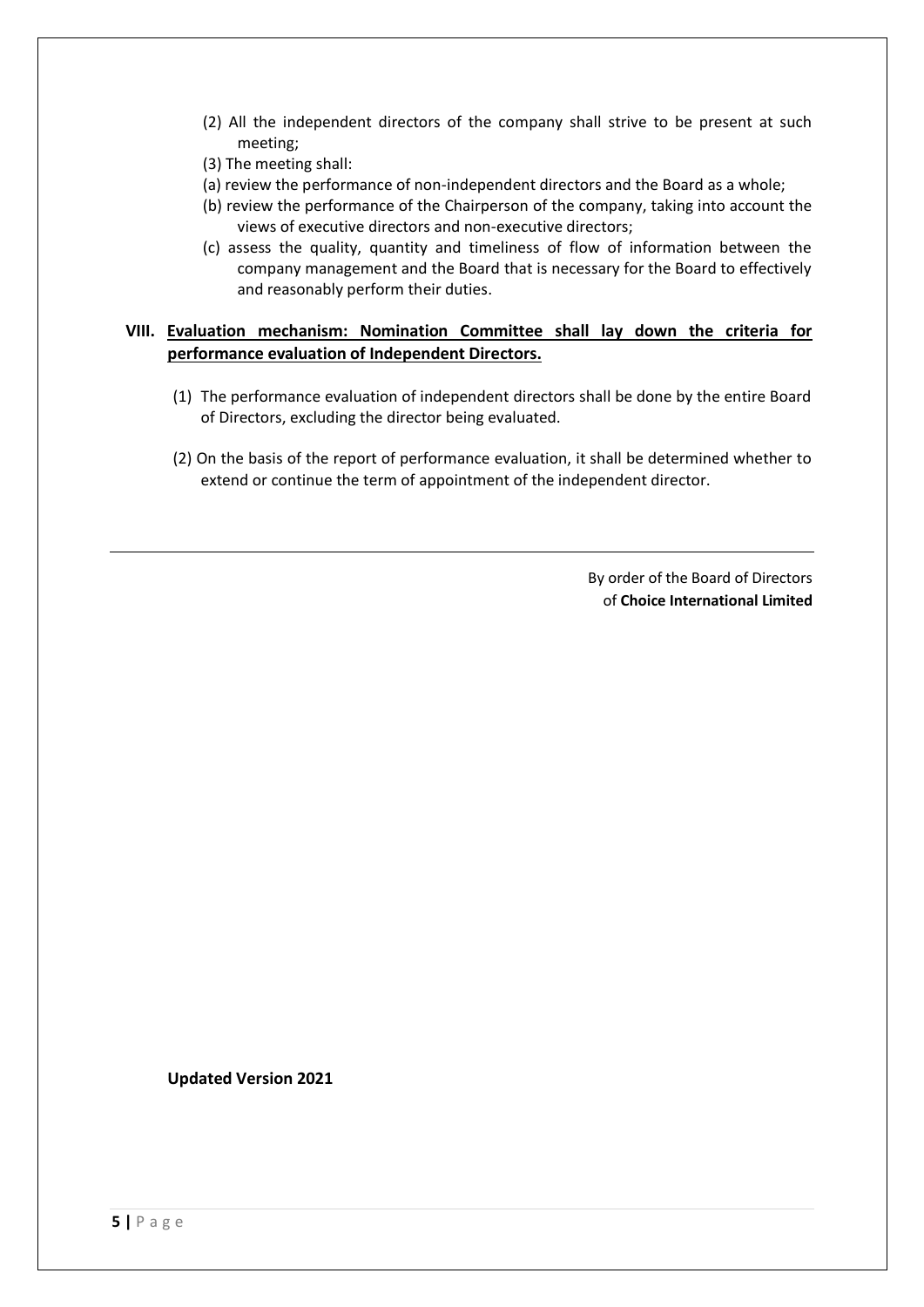(2) All the independent directors of the company shall strive to be present at such meeting;

(3) The meeting shall:

(a) review the performance of non-independent directors and the Board as a whole;

(b) review the performance of the Chairperson of the company, taking into account the views of executive directors and non-executive directors;

(c) assess the quality, quantity and timeliness of flow of information between the company management and the Board that is necessary for the Board to effectively and reasonably perform their duties.

## VIII. Evaluation mechanism: Nomination Committee shall lay down the criteria for performance evaluation of Independent Directors.

(1) The performance evaluation of independent directors shall be done by the entire Board of Directors, excluding the director being evaluated.

(2) On the basis of the report of performance evaluation, it shall be determined whether to extend or continue the term of appointment of the independent director.

---

By order of the Board of Directors
of **Choice International Limited**

**Updated Version 2021**